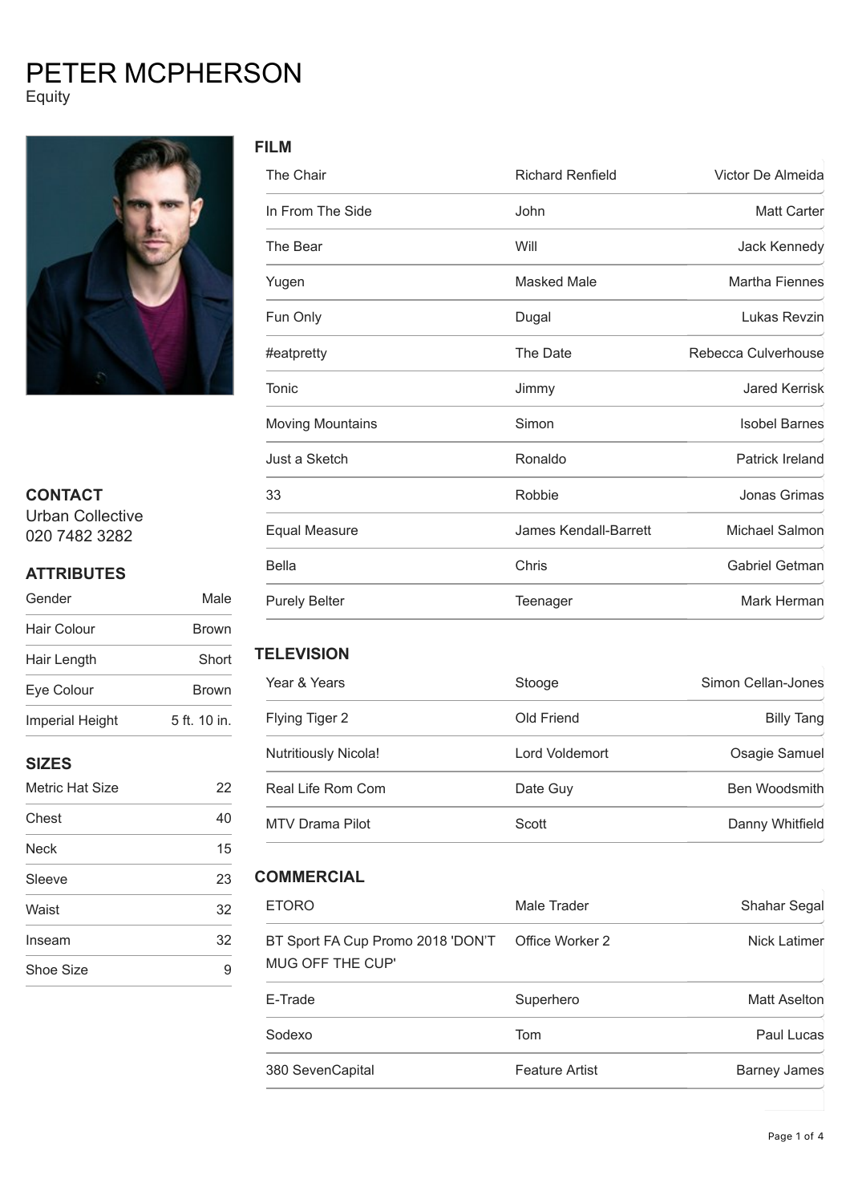# PETER MCPHERSON

Equity

## CONTACT

Urban Collective
020 7482 3282

## ATTRIBUTES

| | |
|---|---|
| Gender | Male |
| Hair Colour | Brown |
| Hair Length | Short |
| Eye Colour | Brown |
| Imperial Height | 5 ft. 10 in. |

## SIZES

| | |
|---|---|
| Metric Hat Size | 22 |
| Chest | 40 |
| Neck | 15 |
| Sleeve | 23 |
| Waist | 32 |
| Inseam | 32 |
| Shoe Size | 9 |

## FILM

| | | |
|---|---|---|
| The Chair | Richard Renfield | Victor De Almeida |
| In From The Side | John | Matt Carter |
| The Bear | Will | Jack Kennedy |
| Yugen | Masked Male | Martha Fiennes |
| Fun Only | Dugal | Lukas Revzin |
| #eatpretty | The Date | Rebecca Culverhouse |
| Tonic | Jimmy | Jared Kerrisk |
| Moving Mountains | Simon | Isobel Barnes |
| Just a Sketch | Ronaldo | Patrick Ireland |
| 33 | Robbie | Jonas Grimas |
| Equal Measure | James Kendall-Barrett | Michael Salmon |
| Bella | Chris | Gabriel Getman |
| Purely Belter | Teenager | Mark Herman |

## TELEVISION

| | | |
|---|---|---|
| Year & Years | Stooge | Simon Cellan-Jones |
| Flying Tiger 2 | Old Friend | Billy Tang |
| Nutritiously Nicola! | Lord Voldemort | Osagie Samuel |
| Real Life Rom Com | Date Guy | Ben Woodsmith |
| MTV Drama Pilot | Scott | Danny Whitfield |

## COMMERCIAL

| | | |
|---|---|---|
| ETORO | Male Trader | Shahar Segal |
| BT Sport FA Cup Promo 2018 'DON'T MUG OFF THE CUP' | Office Worker 2 | Nick Latimer |
| E-Trade | Superhero | Matt Aselton |
| Sodexo | Tom | Paul Lucas |
| 380 SevenCapital | Feature Artist | Barney James |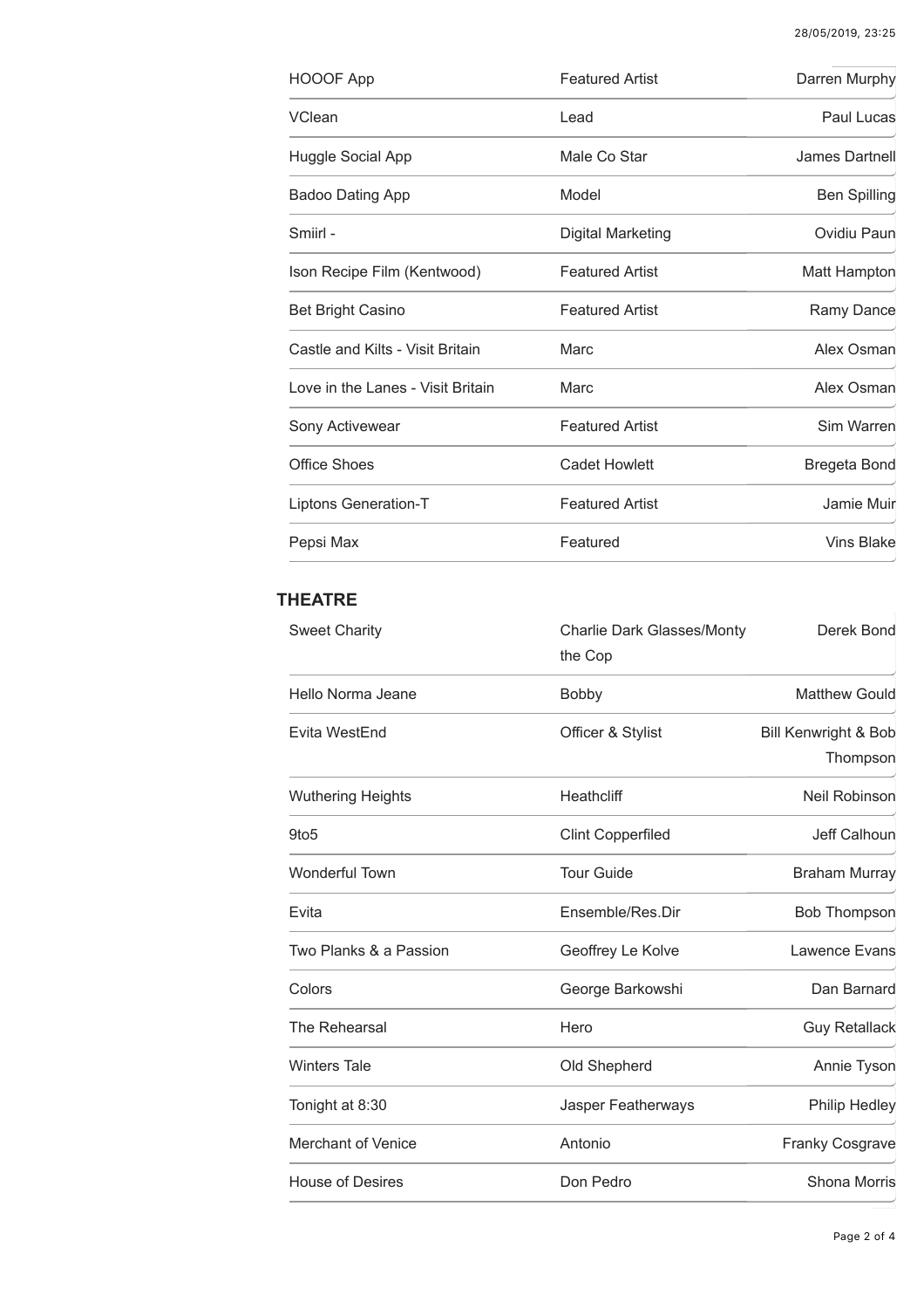| | | |
|---|---|---|
| HOOOF App | Featured Artist | Darren Murphy |
| VClean | Lead | Paul Lucas |
| Huggle Social App | Male Co Star | James Dartnell |
| Badoo Dating App | Model | Ben Spilling |
| Smiirl - | Digital Marketing | Ovidiu Paun |
| Ison Recipe Film (Kentwood) | Featured Artist | Matt Hampton |
| Bet Bright Casino | Featured Artist | Ramy Dance |
| Castle and Kilts - Visit Britain | Marc | Alex Osman |
| Love in the Lanes - Visit Britain | Marc | Alex Osman |
| Sony Activewear | Featured Artist | Sim Warren |
| Office Shoes | Cadet Howlett | Bregeta Bond |
| Liptons Generation-T | Featured Artist | Jamie Muir |
| Pepsi Max | Featured | Vins Blake |

## THEATRE

| | | |
|---|---|---|
| Sweet Charity | Charlie Dark Glasses/Monty the Cop | Derek Bond |
| Hello Norma Jeane | Bobby | Matthew Gould |
| Evita WestEnd | Officer & Stylist | Bill Kenwright & Bob Thompson |
| Wuthering Heights | Heathcliff | Neil Robinson |
| 9to5 | Clint Copperfiled | Jeff Calhoun |
| Wonderful Town | Tour Guide | Braham Murray |
| Evita | Ensemble/Res.Dir | Bob Thompson |
| Two Planks & a Passion | Geoffrey Le Kolve | Lawence Evans |
| Colors | George Barkowshi | Dan Barnard |
| The Rehearsal | Hero | Guy Retallack |
| Winters Tale | Old Shepherd | Annie Tyson |
| Tonight at 8:30 | Jasper Featherways | Philip Hedley |
| Merchant of Venice | Antonio | Franky Cosgrave |
| House of Desires | Don Pedro | Shona Morris |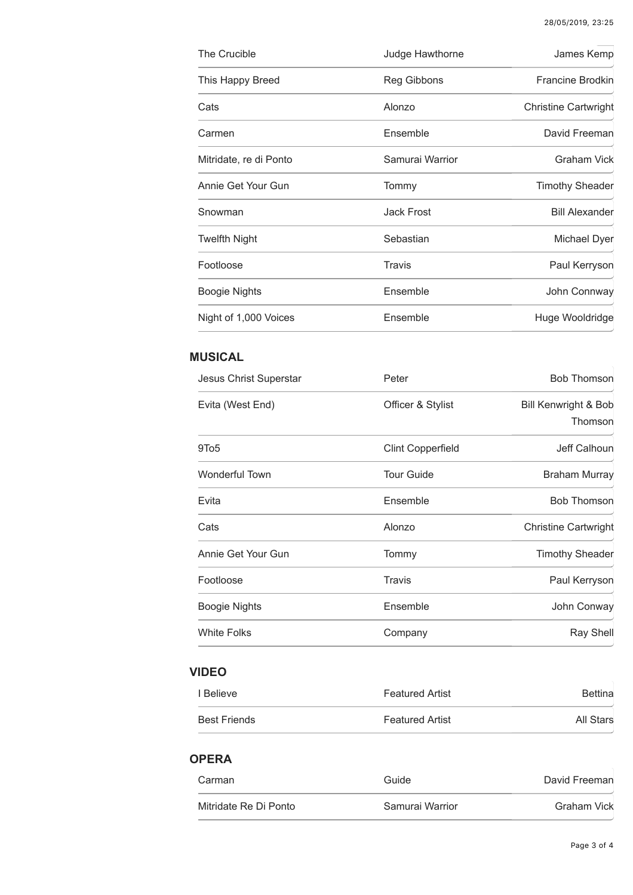| | | |
|---|---|---|
| The Crucible | Judge Hawthorne | James Kemp |
| This Happy Breed | Reg Gibbons | Francine Brodkin |
| Cats | Alonzo | Christine Cartwright |
| Carmen | Ensemble | David Freeman |
| Mitridate, re di Ponto | Samurai Warrior | Graham Vick |
| Annie Get Your Gun | Tommy | Timothy Sheader |
| Snowman | Jack Frost | Bill Alexander |
| Twelfth Night | Sebastian | Michael Dyer |
| Footloose | Travis | Paul Kerryson |
| Boogie Nights | Ensemble | John Connway |
| Night of 1,000 Voices | Ensemble | Huge Wooldridge |

## MUSICAL

| | | |
|---|---|---|
| Jesus Christ Superstar | Peter | Bob Thomson |
| Evita (West End) | Officer & Stylist | Bill Kenwright & Bob Thomson |
| 9To5 | Clint Copperfield | Jeff Calhoun |
| Wonderful Town | Tour Guide | Braham Murray |
| Evita | Ensemble | Bob Thomson |
| Cats | Alonzo | Christine Cartwright |
| Annie Get Your Gun | Tommy | Timothy Sheader |
| Footloose | Travis | Paul Kerryson |
| Boogie Nights | Ensemble | John Conway |
| White Folks | Company | Ray Shell |

## VIDEO

| | | |
|---|---|---|
| I Believe | Featured Artist | Bettina |
| Best Friends | Featured Artist | All Stars |

## OPERA

| | | |
|---|---|---|
| Carman | Guide | David Freeman |
| Mitridate Re Di Ponto | Samurai Warrior | Graham Vick |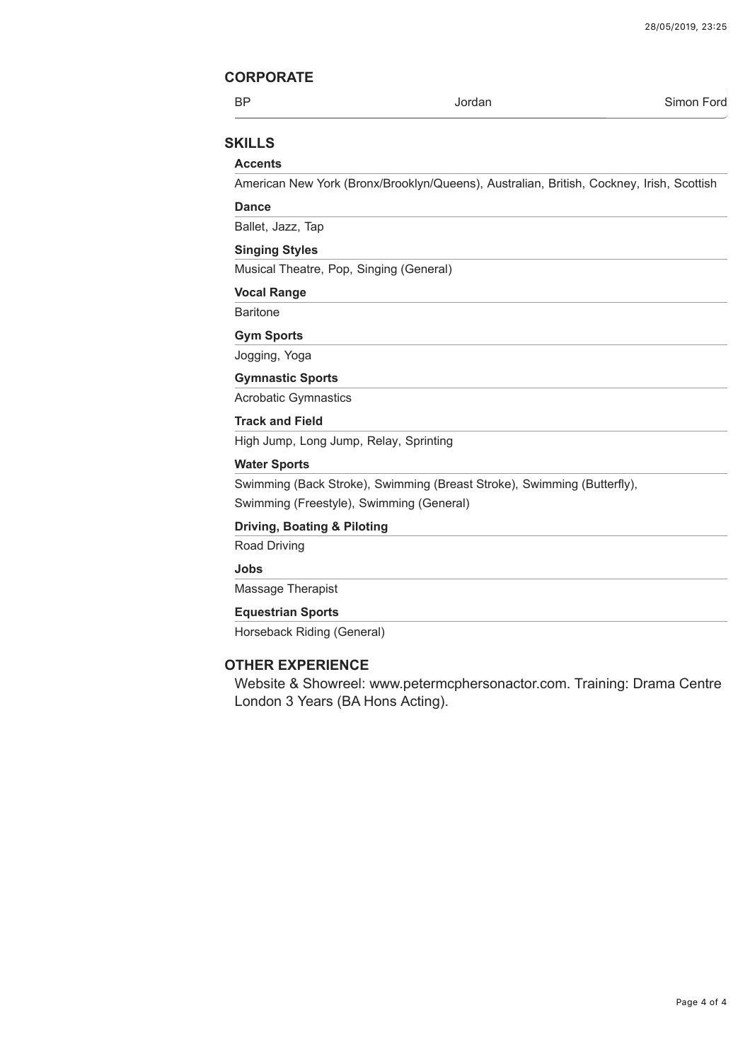## CORPORATE

| | | |
|---|---|---|
| BP | Jordan | Simon Ford |

## SKILLS

**Accents**

American New York (Bronx/Brooklyn/Queens), Australian, British, Cockney, Irish, Scottish

**Dance**

Ballet, Jazz, Tap

**Singing Styles**

Musical Theatre, Pop, Singing (General)

**Vocal Range**

Baritone

**Gym Sports**

Jogging, Yoga

**Gymnastic Sports**

Acrobatic Gymnastics

**Track and Field**

High Jump, Long Jump, Relay, Sprinting

**Water Sports**

Swimming (Back Stroke), Swimming (Breast Stroke), Swimming (Butterfly), Swimming (Freestyle), Swimming (General)

**Driving, Boating & Piloting**

Road Driving

**Jobs**

Massage Therapist

**Equestrian Sports**

Horseback Riding (General)

## OTHER EXPERIENCE

Website & Showreel: www.petermcphersonactor.com. Training: Drama Centre London 3 Years (BA Hons Acting).